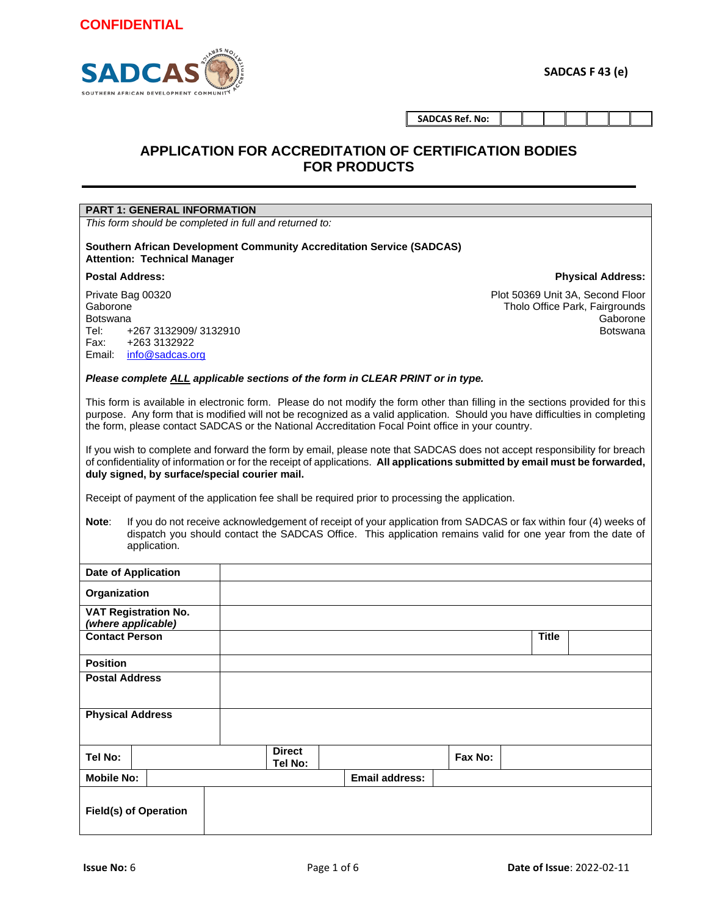CONFIDENTIAL

SADCAS

SOUTHERN AFRICAN DEVELOPMENT COMMUNITY

**SADCAS F 43 (e)**

| SADCAS Ref. No: | | | | | | | |
|---|---|---|---|---|---|---|---|

# APPLICATION FOR ACCREDITATION OF CERTIFICATION BODIES FOR PRODUCTS

## PART 1: GENERAL INFORMATION

*This form should be completed in full and returned to:*

**Southern African Development Community Accreditation Service (SADCAS)**
**Attention: Technical Manager**

**Postal Address:**

Private Bag 00320
Gaborone
Botswana
Tel: +267 3132909/ 3132910
Fax: +263 3132922
Email: info@sadcas.org

**Physical Address:**

Plot 50369 Unit 3A, Second Floor
Tholo Office Park, Fairgrounds
Gaborone
Botswana

***Please complete ALL applicable sections of the form in CLEAR PRINT or in type.***

This form is available in electronic form. Please do not modify the form other than filling in the sections provided for this purpose. Any form that is modified will not be recognized as a valid application. Should you have difficulties in completing the form, please contact SADCAS or the National Accreditation Focal Point office in your country.

If you wish to complete and forward the form by email, please note that SADCAS does not accept responsibility for breach of confidentiality of information or for the receipt of applications. **All applications submitted by email must be forwarded, duly signed, by surface/special courier mail.**

Receipt of payment of the application fee shall be required prior to processing the application.

**Note**: If you do not receive acknowledgement of receipt of your application from SADCAS or fax within four (4) weeks of dispatch you should contact the SADCAS Office. This application remains valid for one year from the date of application.

| **Date of Application** | | | | | |
|---|---|---|---|---|---|
| **Organization** | | | | | |
| **VAT Registration No.** ***(where applicable)*** | | | | | |
| **Contact Person** | | | | **Title** | |
| **Position** | | | | | |
| **Postal Address** | | | | | |
| **Physical Address** | | | | | |
| **Tel No:** | | **Direct Tel No:** | | **Fax No:** | |
| **Mobile No:** | | **Email address:** | | | |
| **Field(s) of Operation** | | | | | |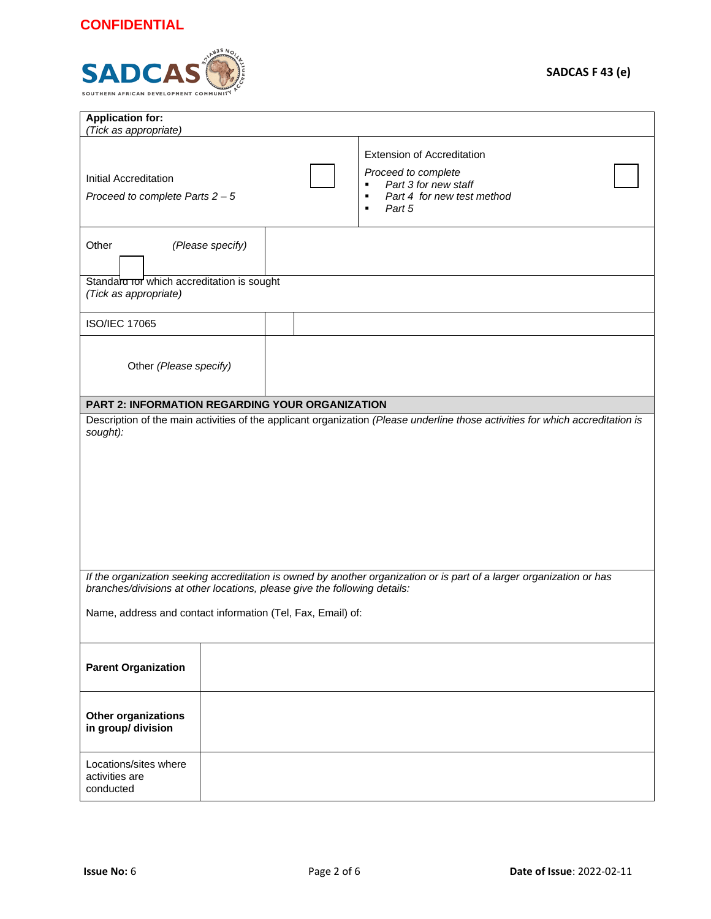| **Application for:** *(Tick as appropriate)* | | | |
|---|---|---|---|
| Initial Accreditation *Proceed to complete Parts 2 – 5* | ☐ | Extension of Accreditation *Proceed to complete* <br>▪ *Part 3 for new staff* <br>▪ *Part 4 for new test method* <br>▪ *Part 5* | ☐ |
| Other *(Please specify)* ☐ | | | |
| Standard for which accreditation is sought *(Tick as appropriate)* | | | |
| ISO/IEC 17065 | ☐ | | |
| Other *(Please specify)* | | | |

## PART 2: INFORMATION REGARDING YOUR ORGANIZATION

Description of the main activities of the applicant organization *(Please underline those activities for which accreditation is sought):*

*If the organization seeking accreditation is owned by another organization or is part of a larger organization or has branches/divisions at other locations, please give the following details:*

Name, address and contact information (Tel, Fax, Email) of:

| | |
|---|---|
| **Parent Organization** | |
| **Other organizations in group/ division** | |
| Locations/sites where activities are conducted | |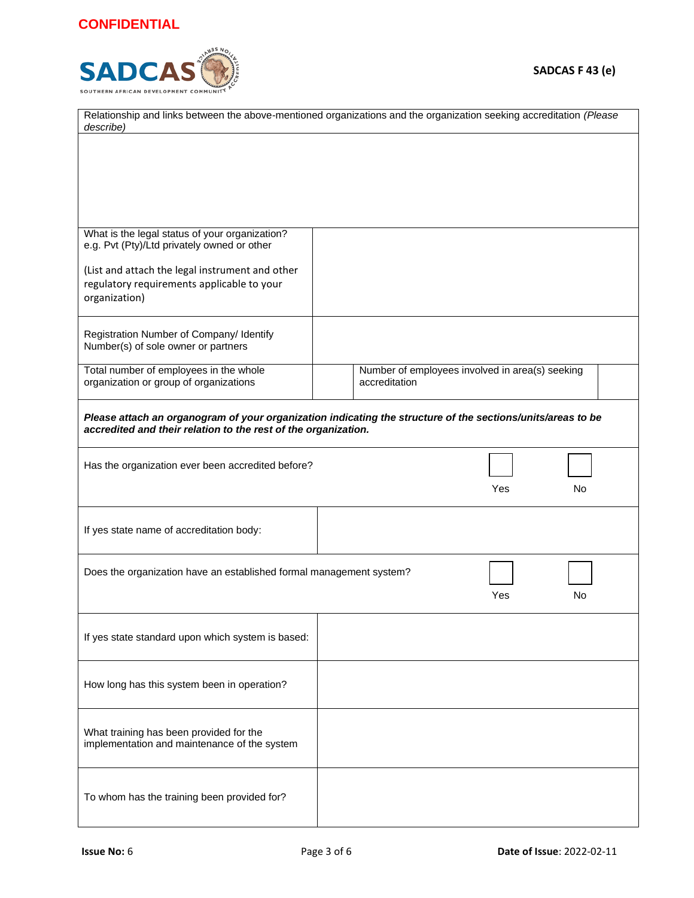| Relationship and links between the above-mentioned organizations and the organization seeking accreditation *(Please describe)* | | | |
|---|---|---|---|
| | | | |
| What is the legal status of your organization? e.g. Pvt (Pty)/Ltd privately owned or other<br><br>(List and attach the legal instrument and other regulatory requirements applicable to your organization) | | | |
| Registration Number of Company/ Identify Number(s) of sole owner or partners | | | |
| Total number of employees in the whole organization or group of organizations | | Number of employees involved in area(s) seeking accreditation | |

***Please attach an organogram of your organization indicating the structure of the sections/units/areas to be accredited and their relation to the rest of the organization.***

| | | |
|---|---|---|
| Has the organization ever been accredited before? | ☐ Yes | ☐ No |
| If yes state name of accreditation body: | | |
| Does the organization have an established formal management system? | ☐ Yes | ☐ No |
| If yes state standard upon which system is based: | | |
| How long has this system been in operation? | | |
| What training has been provided for the implementation and maintenance of the system | | |
| To whom has the training been provided for? | | |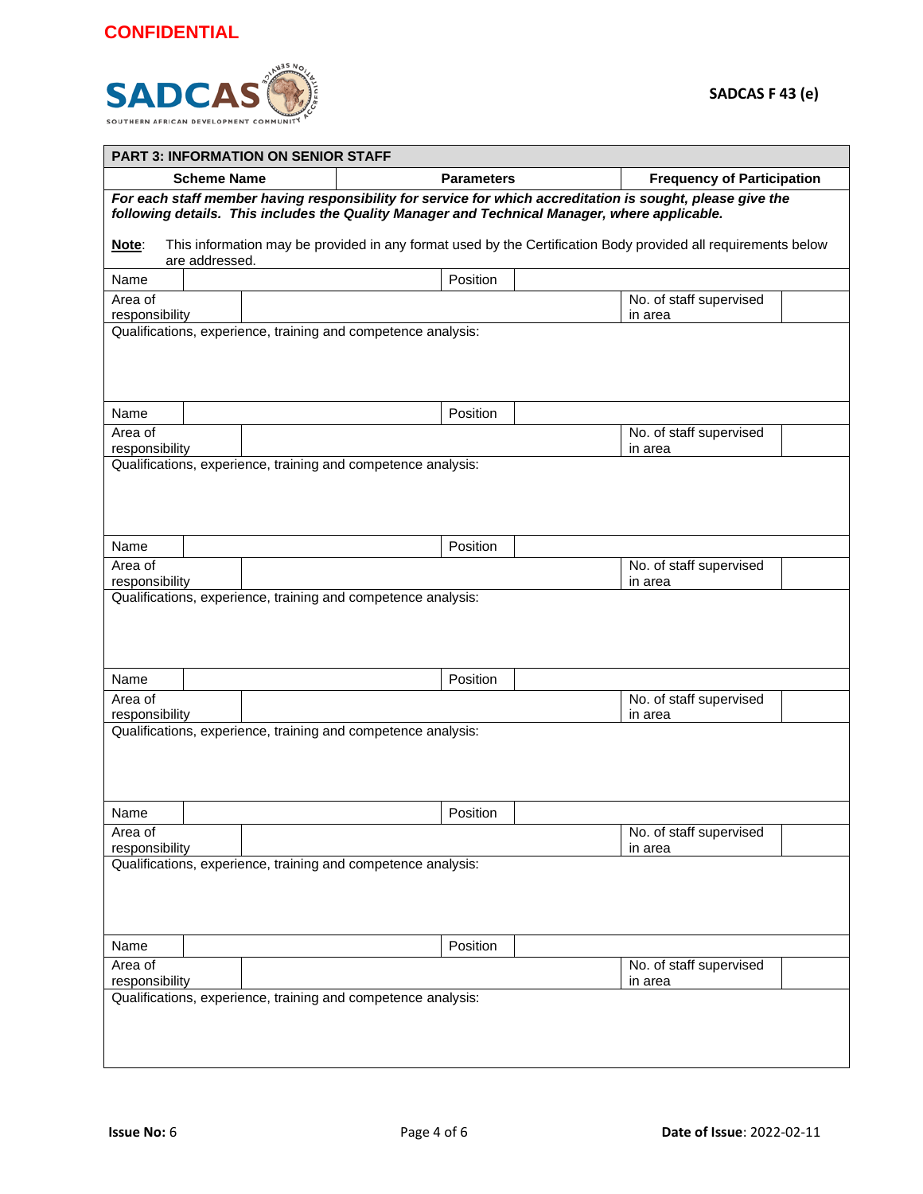**CONFIDENTIAL**

SADCAS F 43 (e)

| PART 3: INFORMATION ON SENIOR STAFF | | |
|---|---|---|
| **Scheme Name** | **Parameters** | **Frequency of Participation** |

***For each staff member having responsibility for service for which accreditation is sought, please give the following details. This includes the Quality Manager and Technical Manager, where applicable.***

**Note**: This information may be provided in any format used by the Certification Body provided all requirements below are addressed.

| Name | | Position | |
|---|---|---|---|
| Area of responsibility | | No. of staff supervised in area | |
| Qualifications, experience, training and competence analysis: | | | |

| Name | | Position | |
|---|---|---|---|
| Area of responsibility | | No. of staff supervised in area | |
| Qualifications, experience, training and competence analysis: | | | |

| Name | | Position | |
|---|---|---|---|
| Area of responsibility | | No. of staff supervised in area | |
| Qualifications, experience, training and competence analysis: | | | |

| Name | | Position | |
|---|---|---|---|
| Area of responsibility | | No. of staff supervised in area | |
| Qualifications, experience, training and competence analysis: | | | |

| Name | | Position | |
|---|---|---|---|
| Area of responsibility | | No. of staff supervised in area | |
| Qualifications, experience, training and competence analysis: | | | |

| Name | | Position | |
|---|---|---|---|
| Area of responsibility | | No. of staff supervised in area | |
| Qualifications, experience, training and competence analysis: | | | |

**Issue No:** 6 **Date of Issue**: 2022-02-11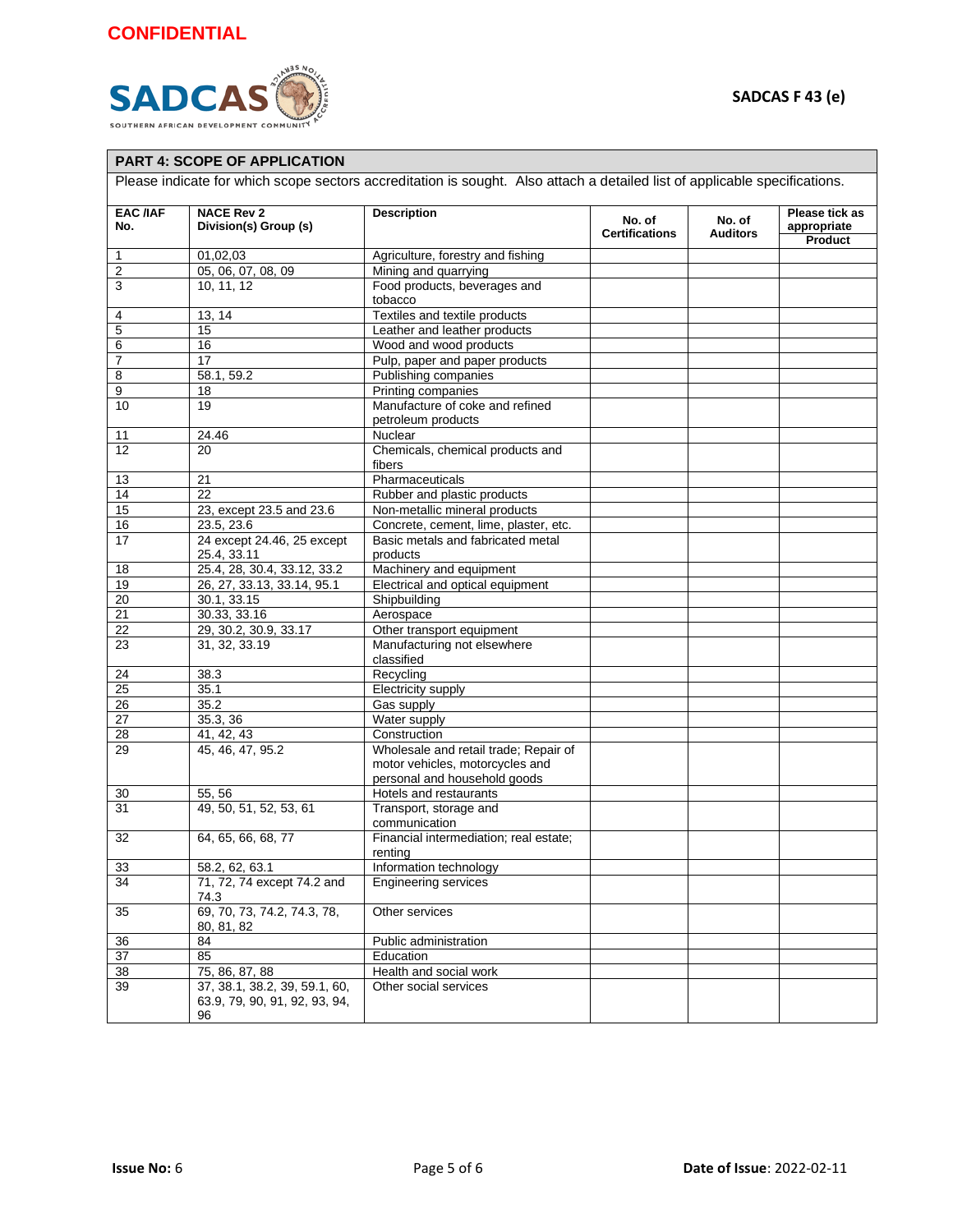CONFIDENTIAL

SADCAS
SOUTHERN AFRICAN DEVELOPMENT COMMUNITY

**SADCAS F 43 (e)**

## PART 4: SCOPE OF APPLICATION

Please indicate for which scope sectors accreditation is sought. Also attach a detailed list of applicable specifications.

| EAC /IAF No. | NACE Rev 2 Division(s) Group (s) | Description | No. of Certifications | No. of Auditors | Please tick as appropriate |
|---|---|---|---|---|---|
| | | | | | Product |
| 1 | 01,02,03 | Agriculture, forestry and fishing | | | |
| 2 | 05, 06, 07, 08, 09 | Mining and quarrying | | | |
| 3 | 10, 11, 12 | Food products, beverages and tobacco | | | |
| 4 | 13, 14 | Textiles and textile products | | | |
| 5 | 15 | Leather and leather products | | | |
| 6 | 16 | Wood and wood products | | | |
| 7 | 17 | Pulp, paper and paper products | | | |
| 8 | 58.1, 59.2 | Publishing companies | | | |
| 9 | 18 | Printing companies | | | |
| 10 | 19 | Manufacture of coke and refined petroleum products | | | |
| 11 | 24.46 | Nuclear | | | |
| 12 | 20 | Chemicals, chemical products and fibers | | | |
| 13 | 21 | Pharmaceuticals | | | |
| 14 | 22 | Rubber and plastic products | | | |
| 15 | 23, except 23.5 and 23.6 | Non-metallic mineral products | | | |
| 16 | 23.5, 23.6 | Concrete, cement, lime, plaster, etc. | | | |
| 17 | 24 except 24.46, 25 except 25.4, 33.11 | Basic metals and fabricated metal products | | | |
| 18 | 25.4, 28, 30.4, 33.12, 33.2 | Machinery and equipment | | | |
| 19 | 26, 27, 33.13, 33.14, 95.1 | Electrical and optical equipment | | | |
| 20 | 30.1, 33.15 | Shipbuilding | | | |
| 21 | 30.33, 33.16 | Aerospace | | | |
| 22 | 29, 30.2, 30.9, 33.17 | Other transport equipment | | | |
| 23 | 31, 32, 33.19 | Manufacturing not elsewhere classified | | | |
| 24 | 38.3 | Recycling | | | |
| 25 | 35.1 | Electricity supply | | | |
| 26 | 35.2 | Gas supply | | | |
| 27 | 35.3, 36 | Water supply | | | |
| 28 | 41, 42, 43 | Construction | | | |
| 29 | 45, 46, 47, 95.2 | Wholesale and retail trade; Repair of motor vehicles, motorcycles and personal and household goods | | | |
| 30 | 55, 56 | Hotels and restaurants | | | |
| 31 | 49, 50, 51, 52, 53, 61 | Transport, storage and communication | | | |
| 32 | 64, 65, 66, 68, 77 | Financial intermediation; real estate; renting | | | |
| 33 | 58.2, 62, 63.1 | Information technology | | | |
| 34 | 71, 72, 74 except 74.2 and 74.3 | Engineering services | | | |
| 35 | 69, 70, 73, 74.2, 74.3, 78, 80, 81, 82 | Other services | | | |
| 36 | 84 | Public administration | | | |
| 37 | 85 | Education | | | |
| 38 | 75, 86, 87, 88 | Health and social work | | | |
| 39 | 37, 38.1, 38.2, 39, 59.1, 60, 63.9, 79, 90, 91, 92, 93, 94, 96 | Other social services | | | |

**Issue No:** 6 **Date of Issue**: 2022-02-11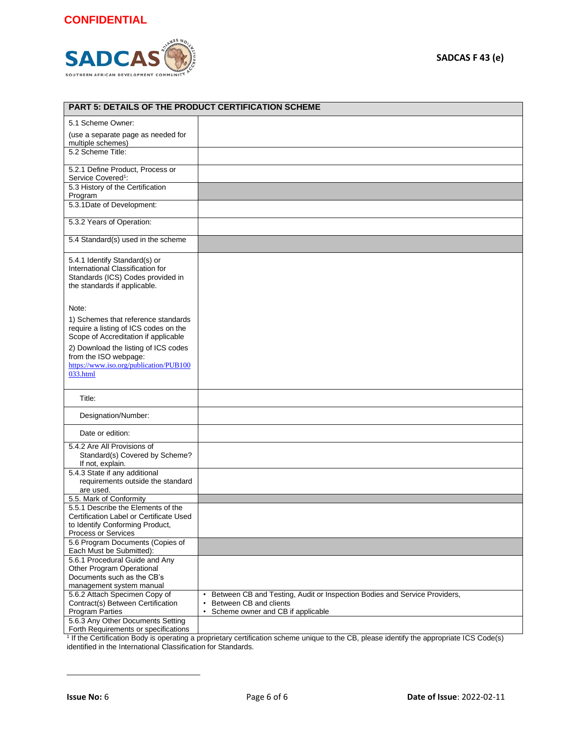CONFIDENTIAL

SADCAS F 43 (e)

| PART 5: DETAILS OF THE PRODUCT CERTIFICATION SCHEME | |
|---|---|
| 5.1 Scheme Owner:<br>(use a separate page as needed for multiple schemes) | |
| 5.2 Scheme Title: | |
| 5.2.1 Define Product, Process or Service Covered[1]: | |
| 5.3 History of the Certification Program | |
| 5.3.1Date of Development: | |
| 5.3.2 Years of Operation: | |
| 5.4 Standard(s) used in the scheme | |
| 5.4.1 Identify Standard(s) or International Classification for Standards (ICS) Codes provided in the standards if applicable.<br><br>Note:<br>1) Schemes that reference standards require a listing of ICS codes on the Scope of Accreditation if applicable<br>2) Download the listing of ICS codes from the ISO webpage: https://www.iso.org/publication/PUB100033.html | |
| Title: | |
| Designation/Number: | |
| Date or edition: | |
| 5.4.2 Are All Provisions of Standard(s) Covered by Scheme? If not, explain. | |
| 5.4.3 State if any additional requirements outside the standard are used. | |
| 5.5. Mark of Conformity | |
| 5.5.1 Describe the Elements of the Certification Label or Certificate Used to Identify Conforming Product, Process or Services | |
| 5.6 Program Documents (Copies of Each Must be Submitted): | |
| 5.6.1 Procedural Guide and Any Other Program Operational Documents such as the CB's management system manual | |
| 5.6.2 Attach Specimen Copy of Contract(s) Between Certification Program Parties | • Between CB and Testing, Audit or Inspection Bodies and Service Providers,<br>• Between CB and clients<br>• Scheme owner and CB if applicable |
| 5.6.3 Any Other Documents Setting Forth Requirements or specifications | |

[1] If the Certification Body is operating a proprietary certification scheme unique to the CB, please identify the appropriate ICS Code(s) identified in the International Classification for Standards.

**Issue No:** 6 **Date of Issue**: 2022-02-11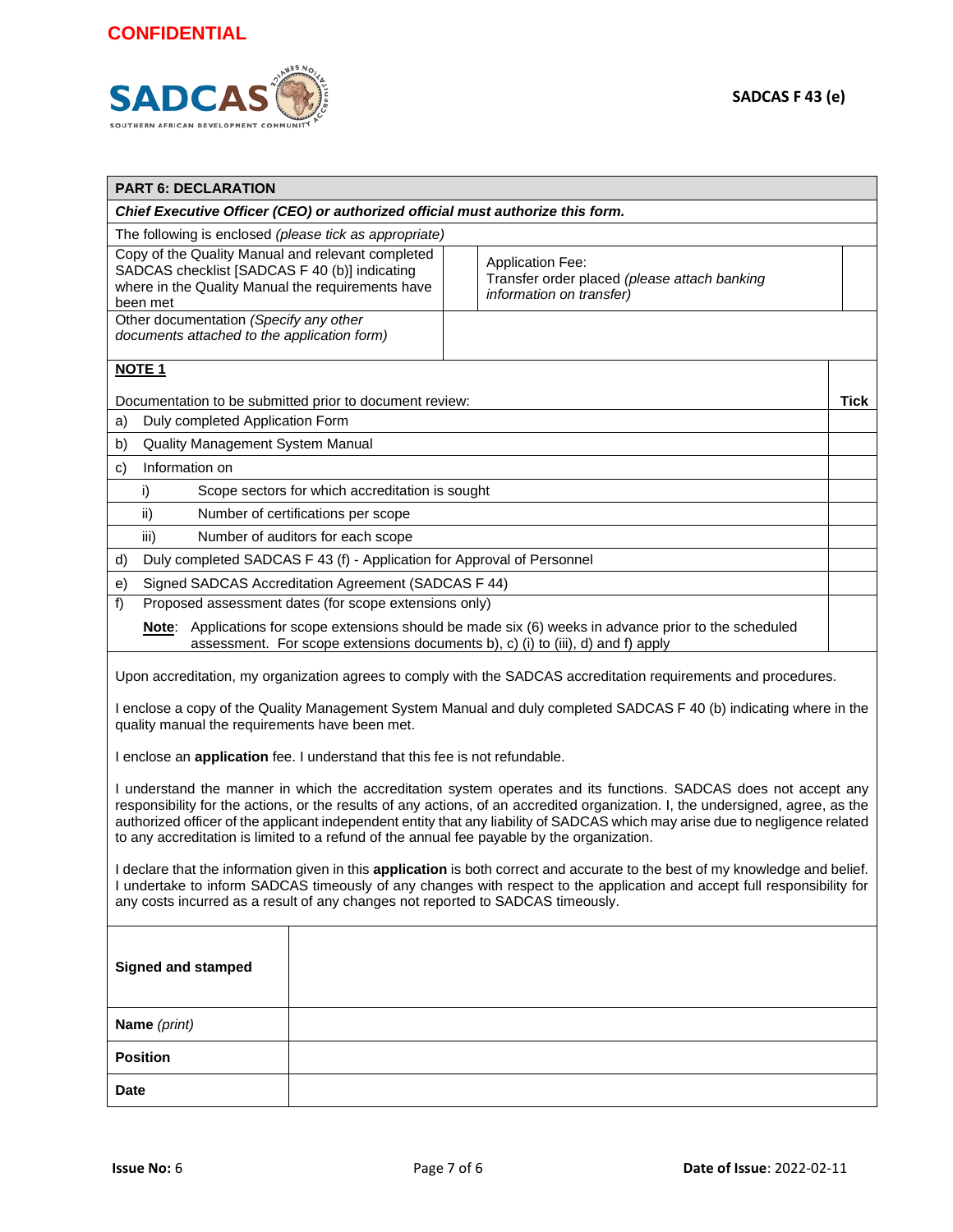**CONFIDENTIAL**

**SADCAS F 43 (e)**

| **PART 6: DECLARATION** | | | |
|---|---|---|---|
| ***Chief Executive Officer (CEO) or authorized official must authorize this form.*** | | | |
| The following is enclosed *(please tick as appropriate)* | | | |
| Copy of the Quality Manual and relevant completed SADCAS checklist [SADCAS F 40 (b)] indicating where in the Quality Manual the requirements have been met | | Application Fee: Transfer order placed *(please attach banking information on transfer)* | |
| Other documentation *(Specify any other documents attached to the application form)* | | | |

| **NOTE 1** Documentation to be submitted prior to document review: | **Tick** |
|---|---|
| a) Duly completed Application Form | |
| b) Quality Management System Manual | |
| c) Information on | |
| i) Scope sectors for which accreditation is sought | |
| ii) Number of certifications per scope | |
| iii) Number of auditors for each scope | |
| d) Duly completed SADCAS F 43 (f) - Application for Approval of Personnel | |
| e) Signed SADCAS Accreditation Agreement (SADCAS F 44) | |
| f) Proposed assessment dates (for scope extensions only) **Note**: Applications for scope extensions should be made six (6) weeks in advance prior to the scheduled assessment. For scope extensions documents b), c) (i) to (iii), d) and f) apply | |

Upon accreditation, my organization agrees to comply with the SADCAS accreditation requirements and procedures.

I enclose a copy of the Quality Management System Manual and duly completed SADCAS F 40 (b) indicating where in the quality manual the requirements have been met.

I enclose an **application** fee. I understand that this fee is not refundable.

I understand the manner in which the accreditation system operates and its functions. SADCAS does not accept any responsibility for the actions, or the results of any actions, of an accredited organization. I, the undersigned, agree, as the authorized officer of the applicant independent entity that any liability of SADCAS which may arise due to negligence related to any accreditation is limited to a refund of the annual fee payable by the organization.

I declare that the information given in this **application** is both correct and accurate to the best of my knowledge and belief. I undertake to inform SADCAS timeously of any changes with respect to the application and accept full responsibility for any costs incurred as a result of any changes not reported to SADCAS timeously.

| | |
|---|---|
| **Signed and stamped** | |
| **Name** *(print)* | |
| **Position** | |
| **Date** | |

**Issue No:** 6 **Date of Issue**: 2022-02-11